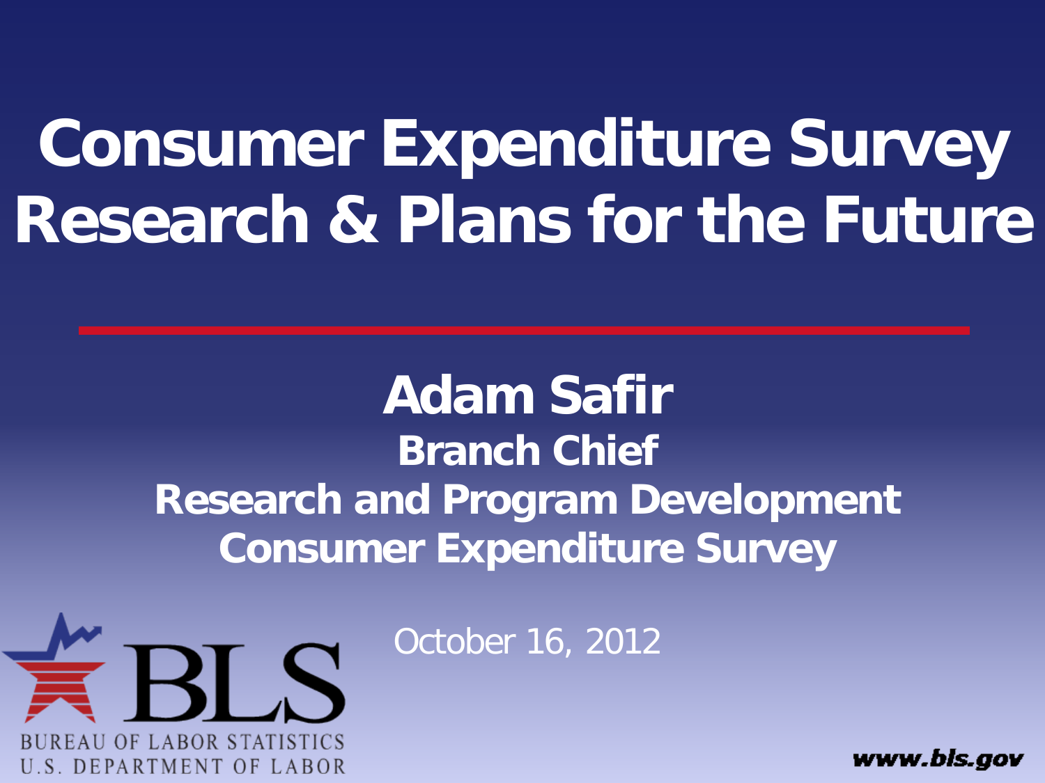# Consumer Expenditure Survey Research & Plans for the Future

**Adam Safir**

**Branch Chief**

**Research and Program Development**

**Consumer Expenditure Survey**

October 16, 2012

BLS

BUREAU OF LABOR STATISTICS
U.S. DEPARTMENT OF LABOR

www.bls.gov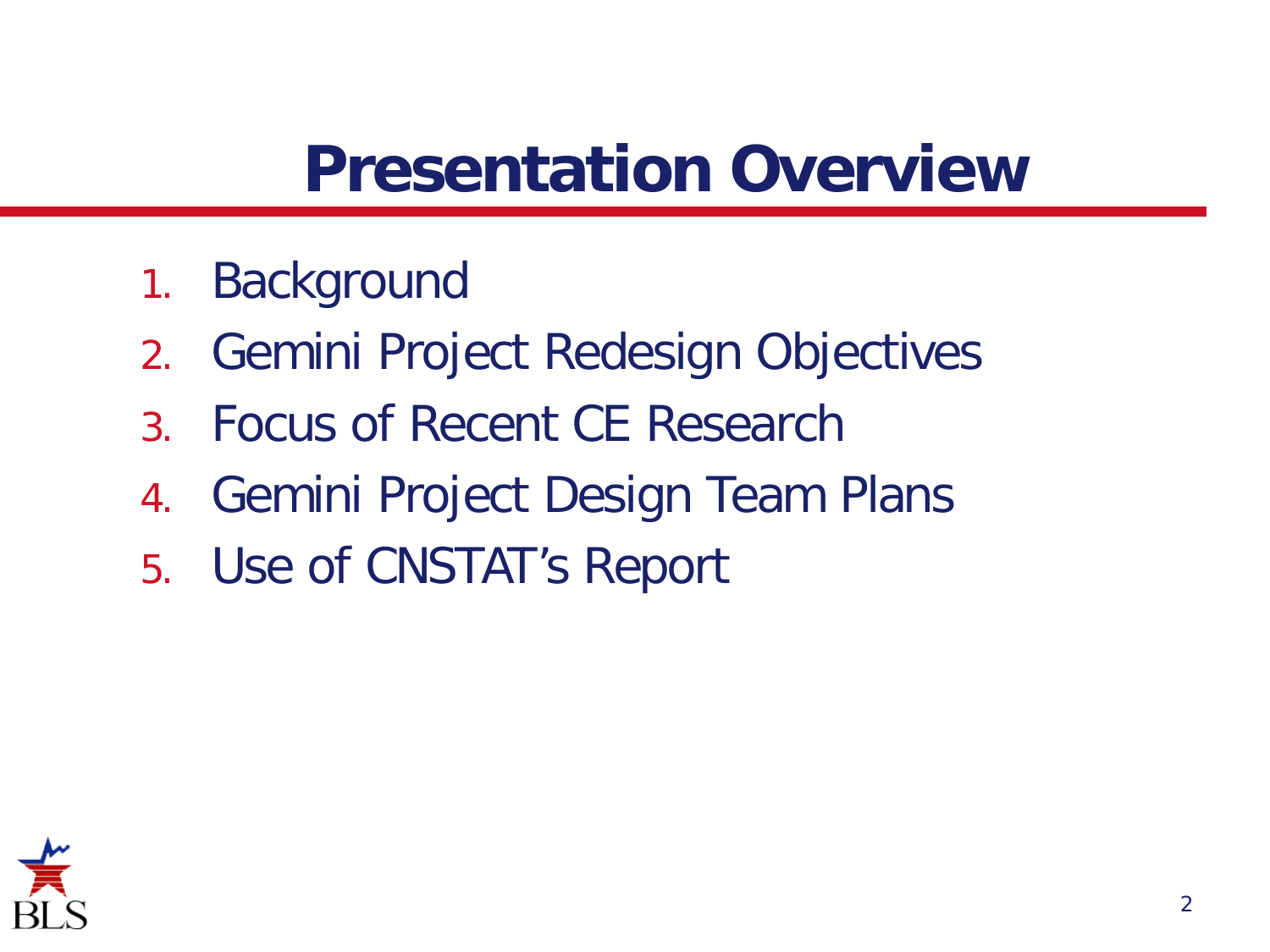# Presentation Overview

1. Background
2. Gemini Project Redesign Objectives
3. Focus of Recent CE Research
4. Gemini Project Design Team Plans
5. Use of CNSTAT's Report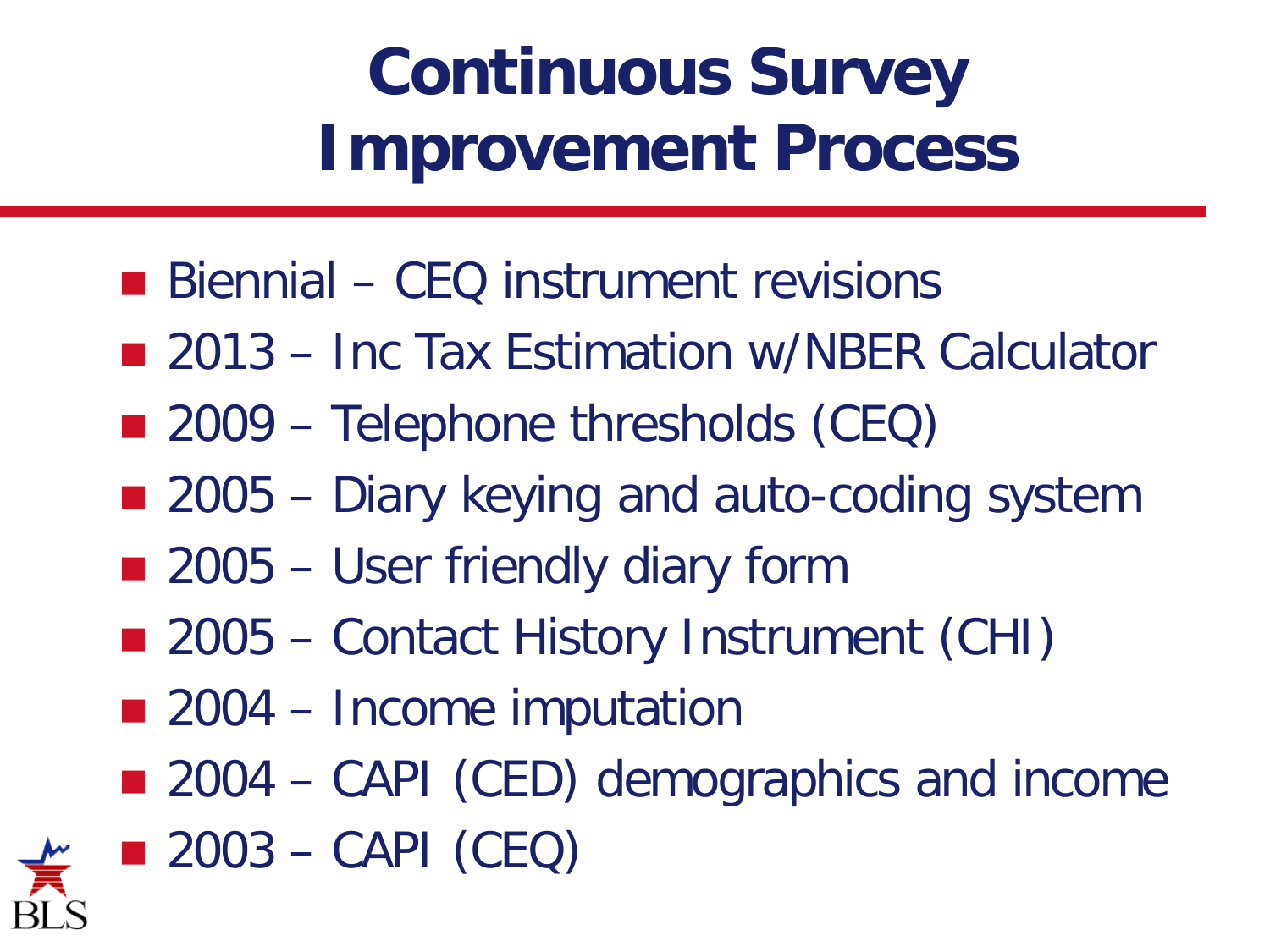# Continuous Survey Improvement Process

- Biennial – CEQ instrument revisions
- 2013 – Inc Tax Estimation w/NBER Calculator
- 2009 – Telephone thresholds (CEQ)
- 2005 – Diary keying and auto-coding system
- 2005 – User friendly diary form
- 2005 – Contact History Instrument (CHI)
- 2004 – Income imputation
- 2004 – CAPI (CED) demographics and income
- 2003 – CAPI (CEQ)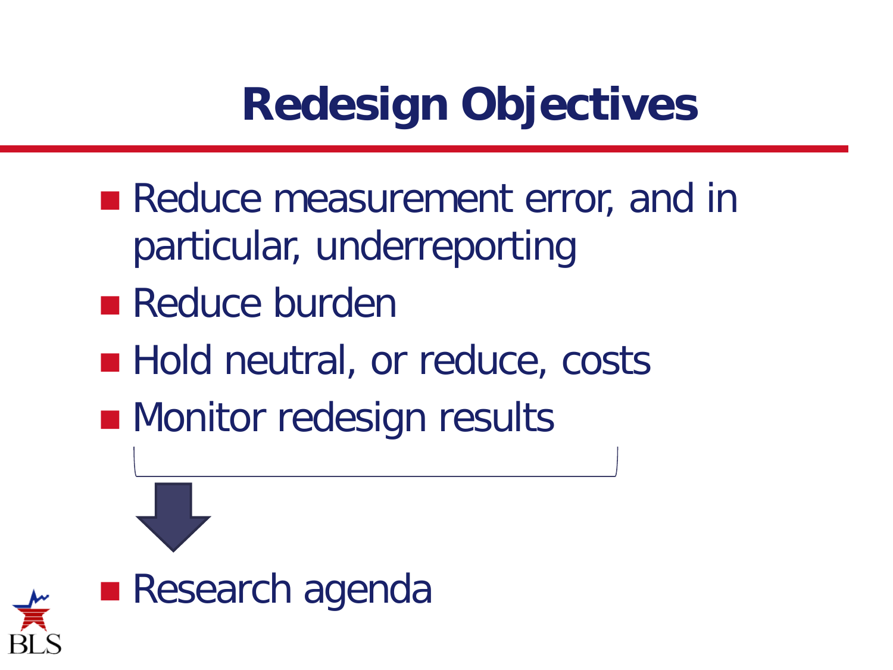# Redesign Objectives

- Reduce measurement error, and in particular, underreporting
- Reduce burden
- Hold neutral, or reduce, costs
- Monitor redesign results

- Research agenda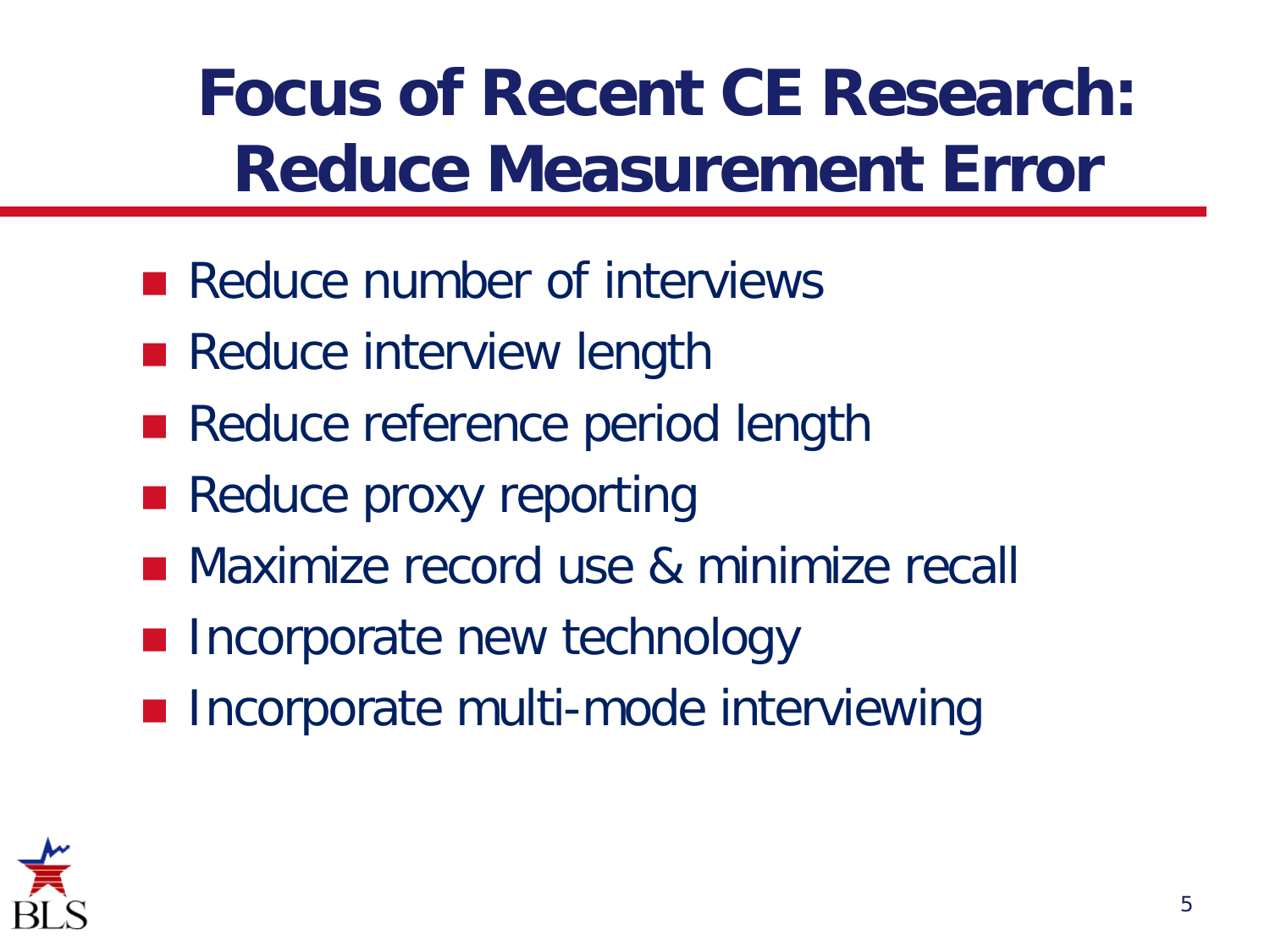# Focus of Recent CE Research: Reduce Measurement Error

- Reduce number of interviews
- Reduce interview length
- Reduce reference period length
- Reduce proxy reporting
- Maximize record use & minimize recall
- Incorporate new technology
- Incorporate multi-mode interviewing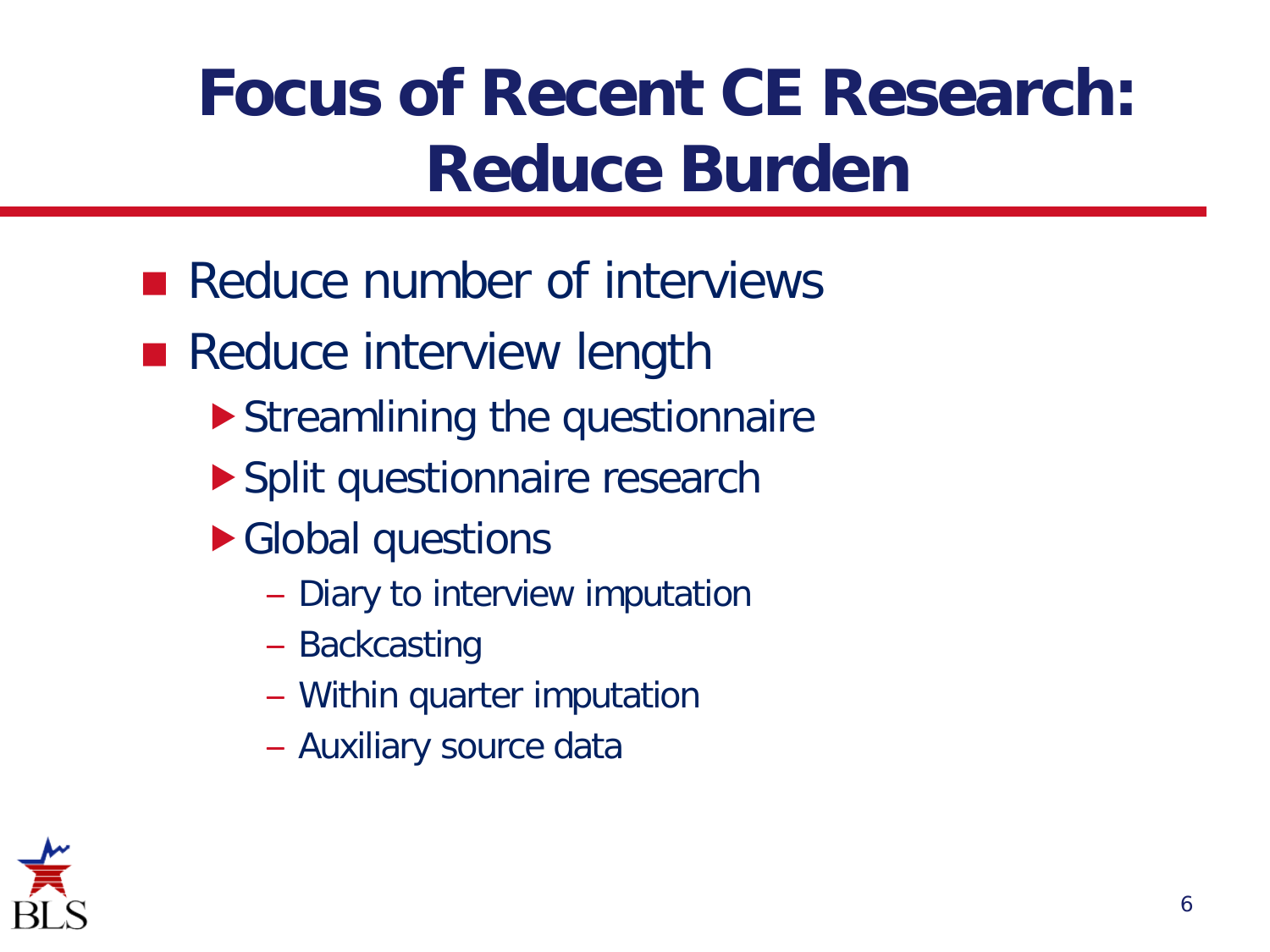# Focus of Recent CE Research: Reduce Burden

- Reduce number of interviews
- Reduce interview length
  - Streamlining the questionnaire
  - Split questionnaire research
  - Global questions
    - Diary to interview imputation
    - Backcasting
    - Within quarter imputation
    - Auxiliary source data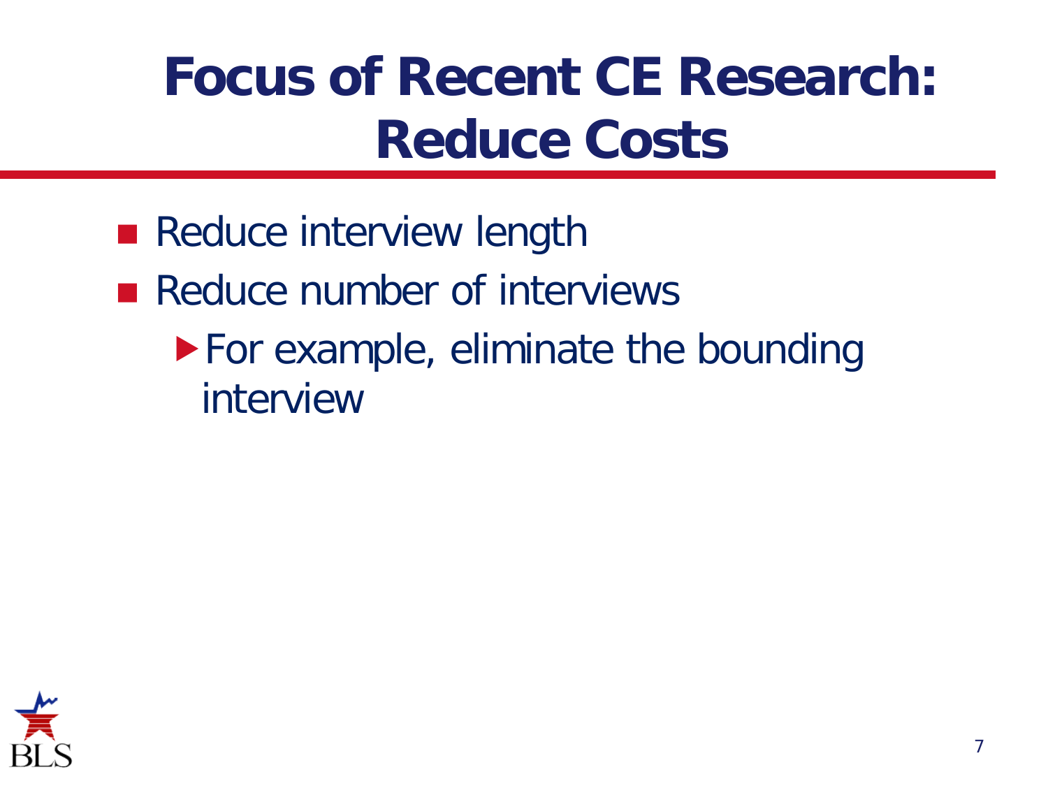# Focus of Recent CE Research: Reduce Costs

- Reduce interview length
- Reduce number of interviews
  - For example, eliminate the bounding interview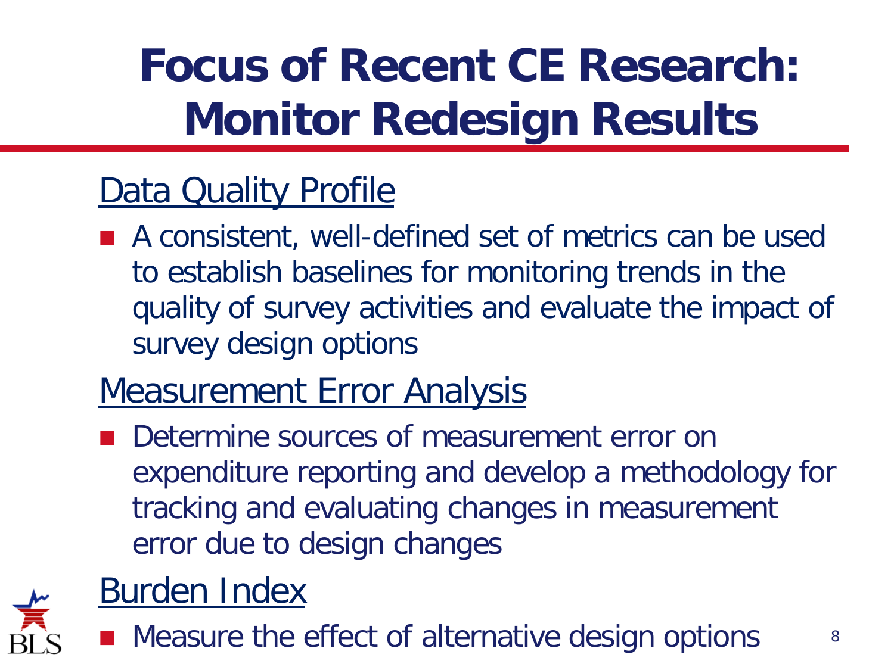# Focus of Recent CE Research: Monitor Redesign Results

## Data Quality Profile

- A consistent, well-defined set of metrics can be used to establish baselines for monitoring trends in the quality of survey activities and evaluate the impact of survey design options

## Measurement Error Analysis

- Determine sources of measurement error on expenditure reporting and develop a methodology for tracking and evaluating changes in measurement error due to design changes

## Burden Index

- Measure the effect of alternative design options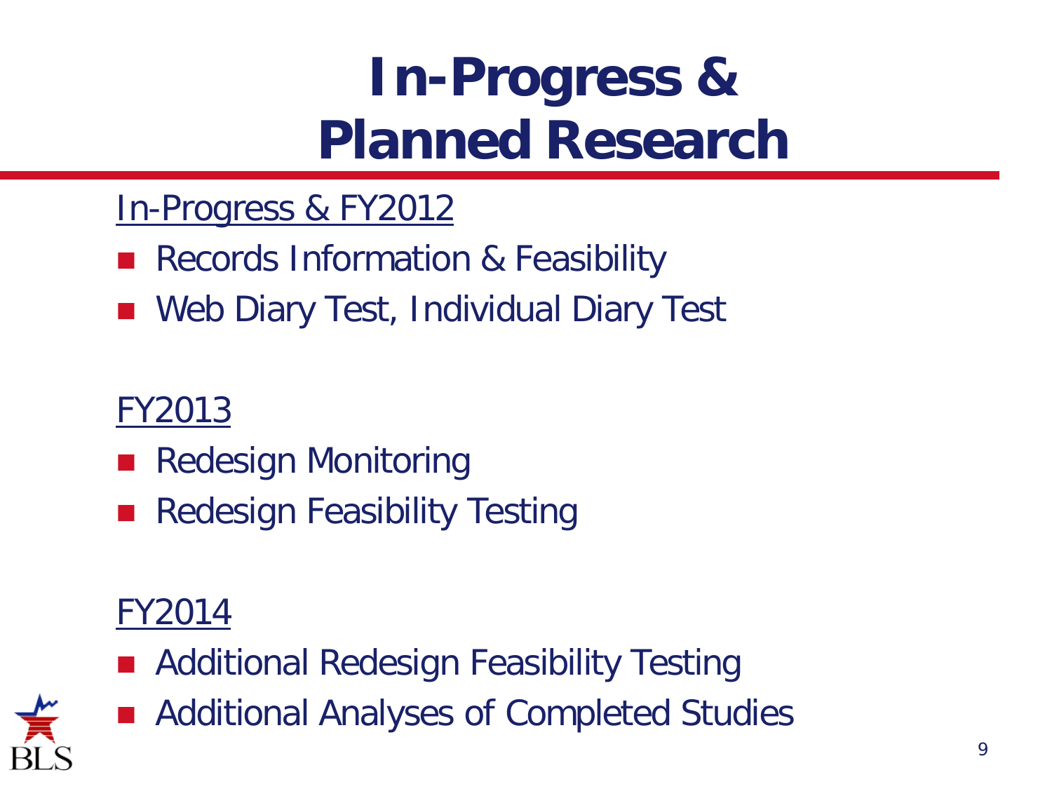# In-Progress & Planned Research

## In-Progress & FY2012

- Records Information & Feasibility
- Web Diary Test, Individual Diary Test

## FY2013

- Redesign Monitoring
- Redesign Feasibility Testing

## FY2014

- Additional Redesign Feasibility Testing
- Additional Analyses of Completed Studies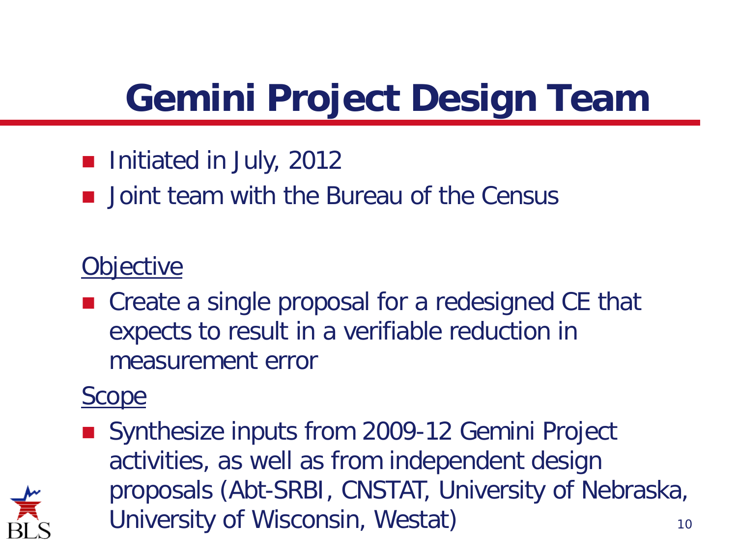# Gemini Project Design Team

- Initiated in July, 2012
- Joint team with the Bureau of the Census

<u>Objective</u>

- Create a single proposal for a redesigned CE that expects to result in a verifiable reduction in measurement error

<u>Scope</u>

- Synthesize inputs from 2009-12 Gemini Project activities, as well as from independent design proposals (Abt-SRBI, CNSTAT, University of Nebraska, University of Wisconsin, Westat)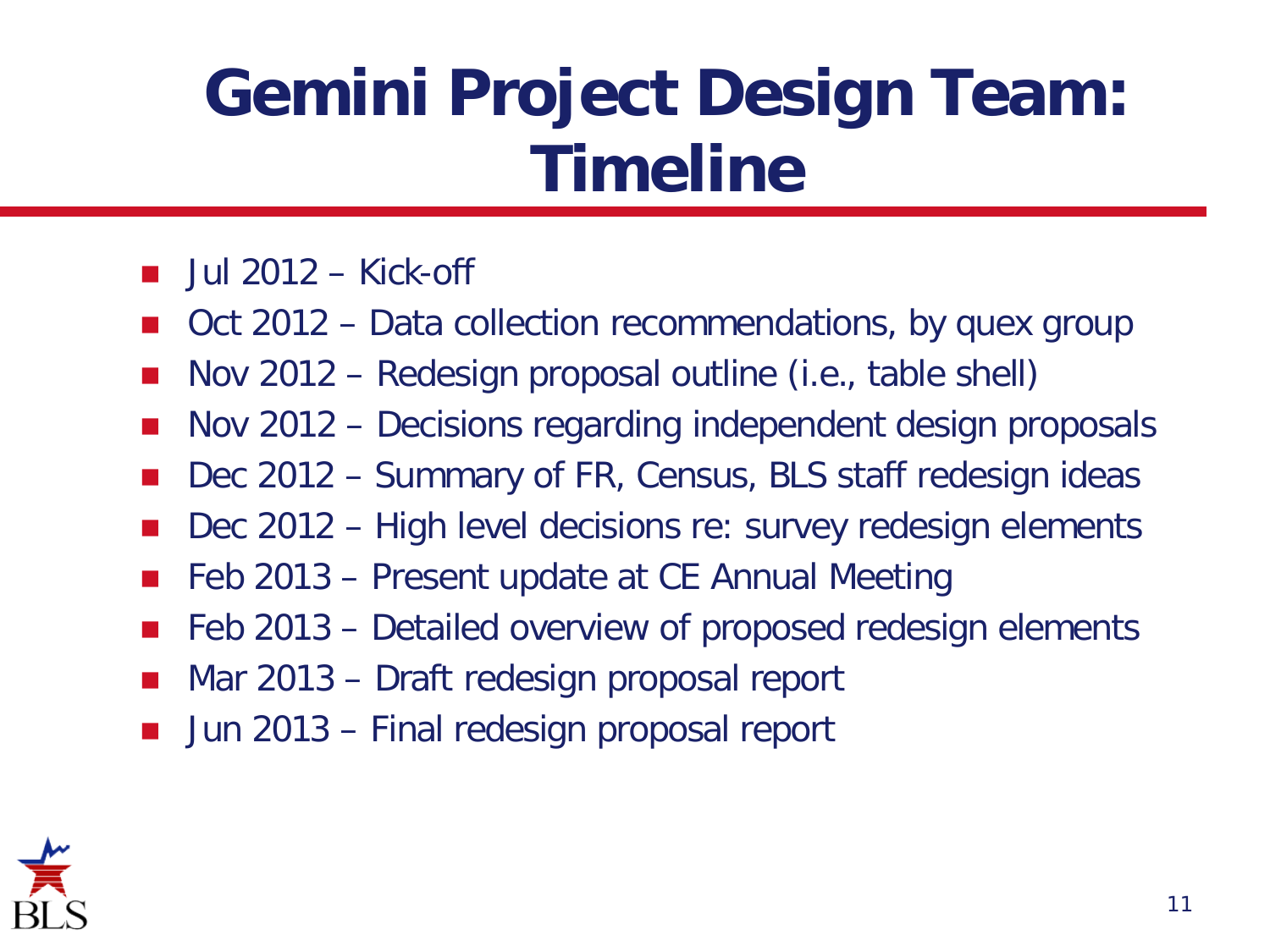# Gemini Project Design Team: Timeline

- Jul 2012 – Kick-off
- Oct 2012 – Data collection recommendations, by quex group
- Nov 2012 – Redesign proposal outline (i.e., table shell)
- Nov 2012 – Decisions regarding independent design proposals
- Dec 2012 – Summary of FR, Census, BLS staff redesign ideas
- Dec 2012 – High level decisions re: survey redesign elements
- Feb 2013 – Present update at CE Annual Meeting
- Feb 2013 – Detailed overview of proposed redesign elements
- Mar 2013 – Draft redesign proposal report
- Jun 2013 – Final redesign proposal report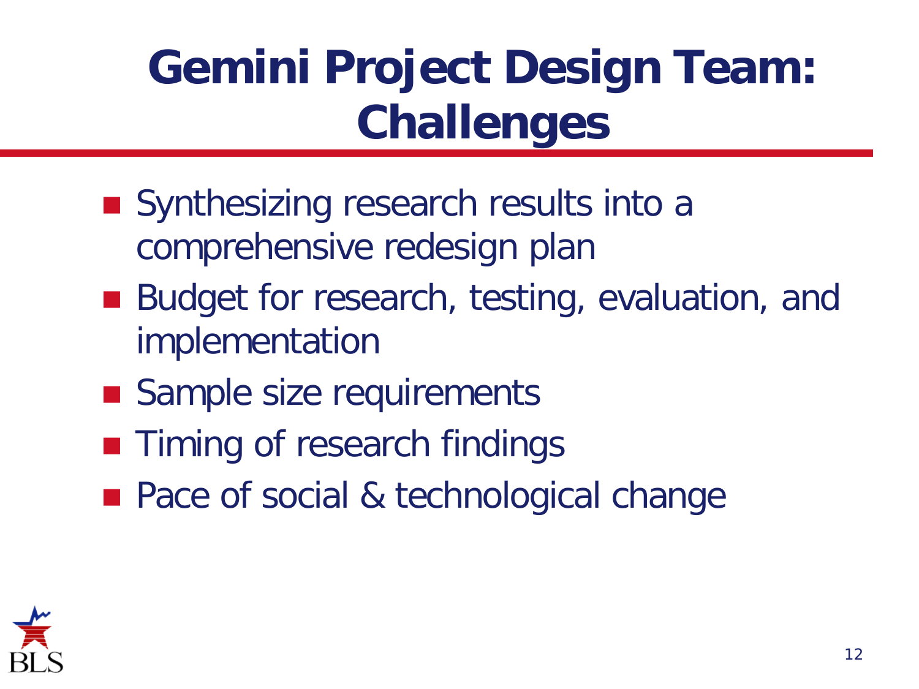# Gemini Project Design Team: Challenges

- Synthesizing research results into a comprehensive redesign plan
- Budget for research, testing, evaluation, and implementation
- Sample size requirements
- Timing of research findings
- Pace of social & technological change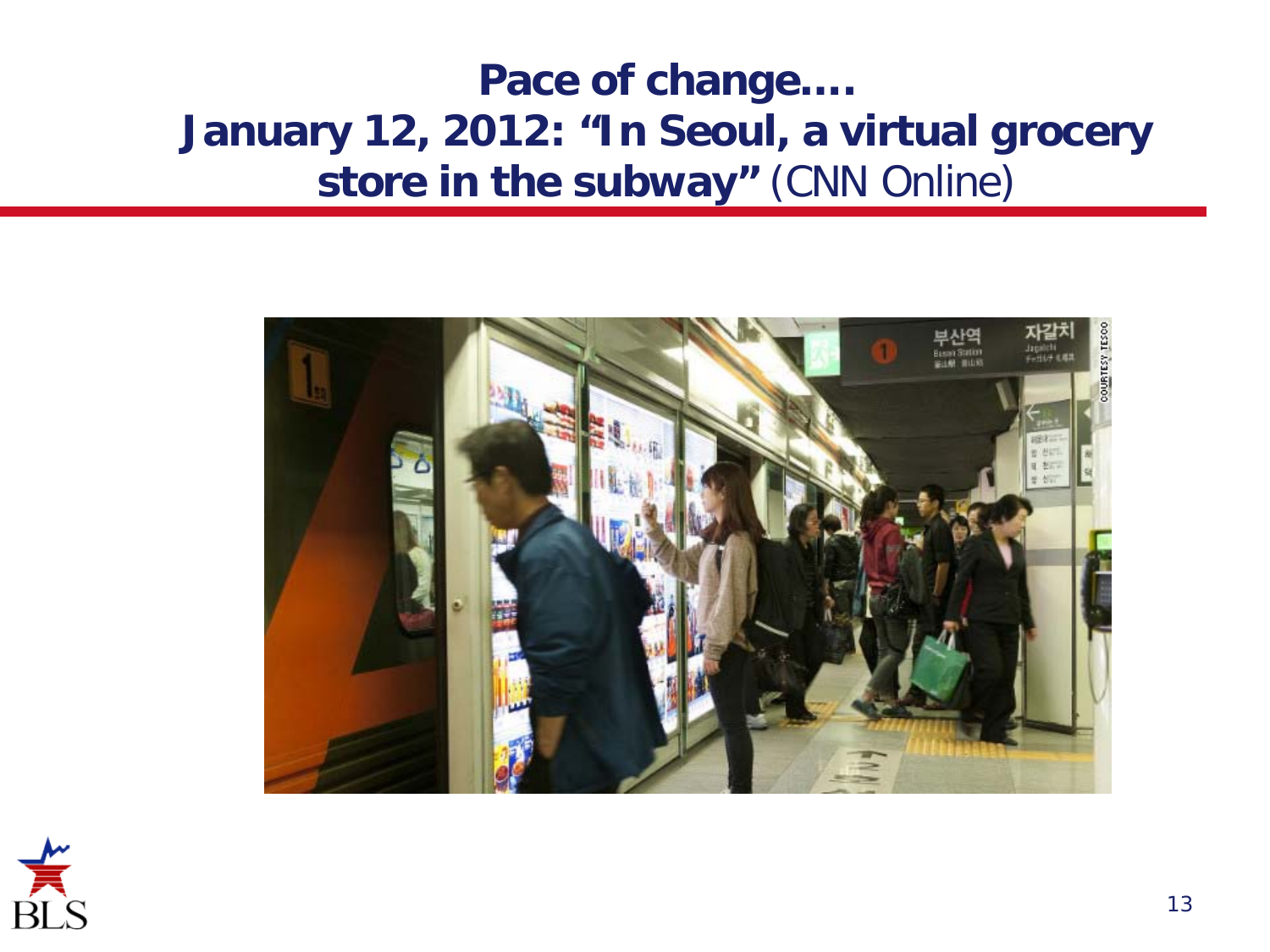# Pace of change….
# January 12, 2012: "In Seoul, a virtual grocery store in the subway" (CNN Online)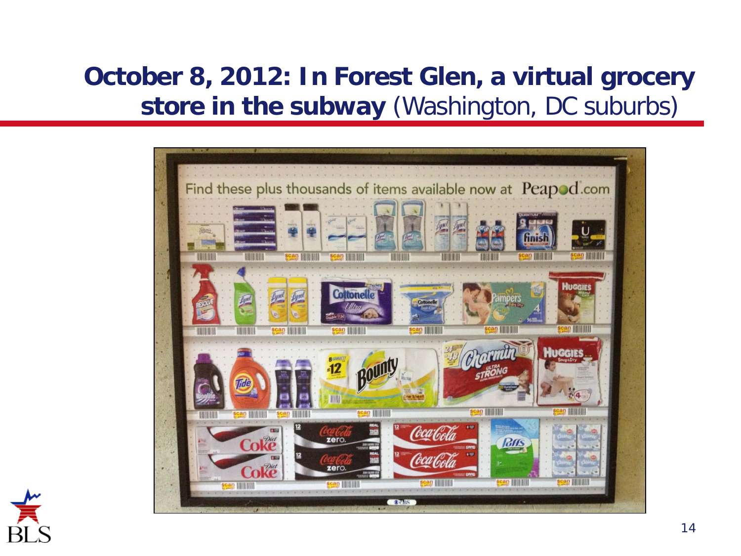# October 8, 2012: In Forest Glen, a virtual grocery store in the subway (Washington, DC suburbs)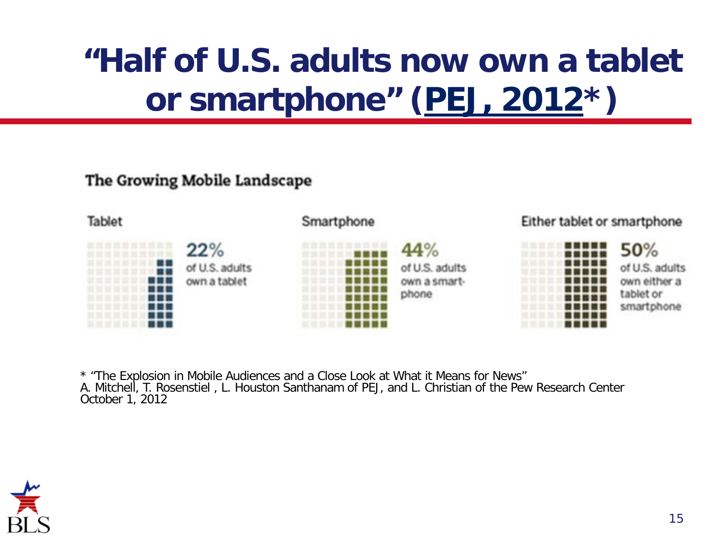# "Half of U.S. adults now own a tablet or smartphone" (PEJ, 2012*)

**The Growing Mobile Landscape**

| Tablet | Smartphone | Either tablet or smartphone |
|---|---|---|
| 22% of U.S. adults own a tablet | 44% of U.S. adults own a smartphone | 50% of U.S. adults own either a tablet or smartphone |

* "The Explosion in Mobile Audiences and a Close Look at What it Means for News"
A. Mitchell, T. Rosenstiel , L. Houston Santhanam of PEJ, and L. Christian of the Pew Research Center
October 1, 2012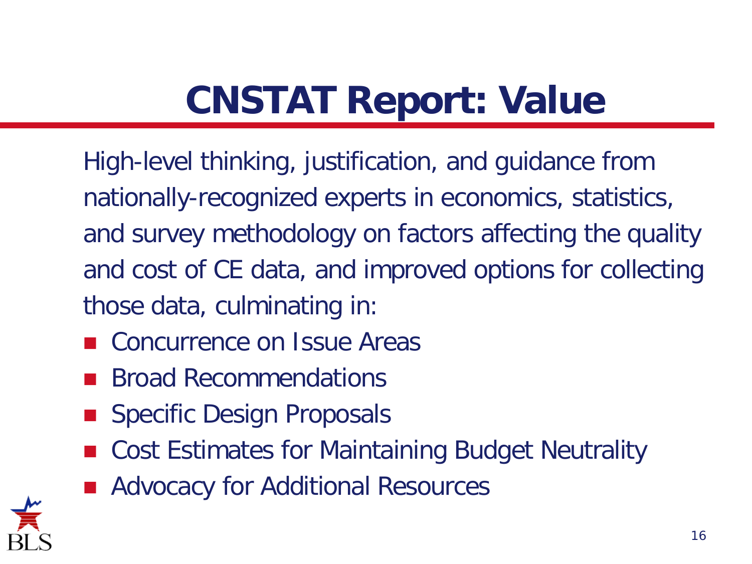# CNSTAT Report: Value

High-level thinking, justification, and guidance from nationally-recognized experts in economics, statistics, and survey methodology on factors affecting the quality and cost of CE data, and improved options for collecting those data, culminating in:

- Concurrence on Issue Areas
- Broad Recommendations
- Specific Design Proposals
- Cost Estimates for Maintaining Budget Neutrality
- Advocacy for Additional Resources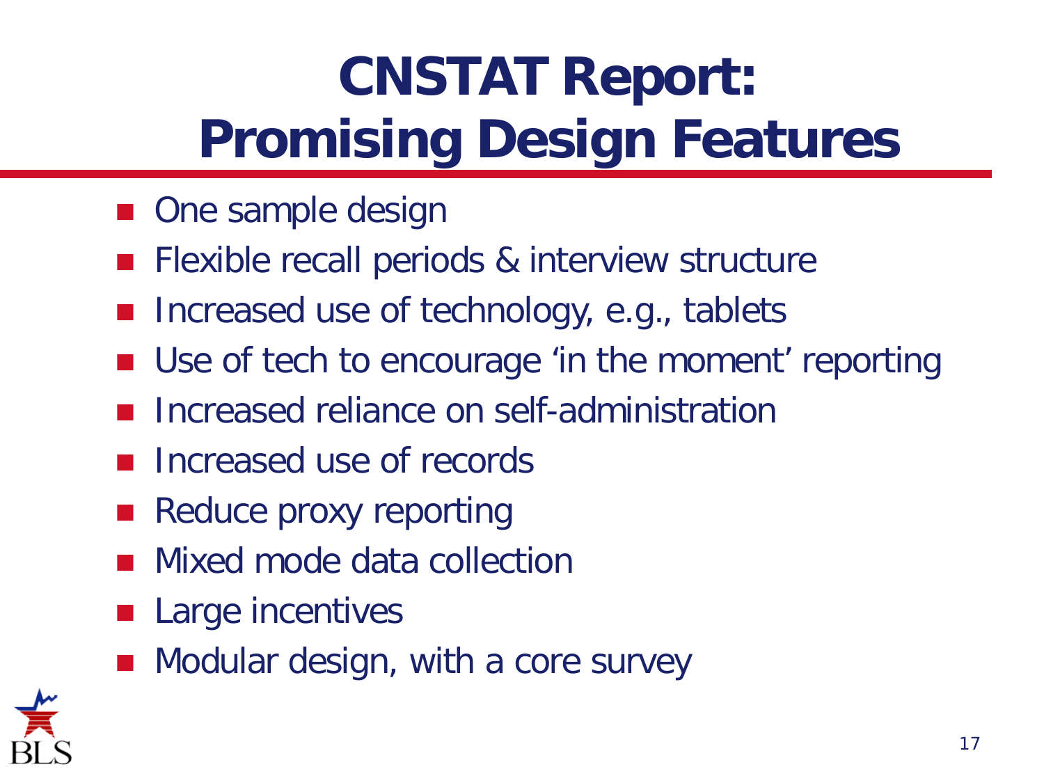# CNSTAT Report: Promising Design Features

- One sample design
- Flexible recall periods & interview structure
- Increased use of technology, e.g., tablets
- Use of tech to encourage 'in the moment' reporting
- Increased reliance on self-administration
- Increased use of records
- Reduce proxy reporting
- Mixed mode data collection
- Large incentives
- Modular design, with a core survey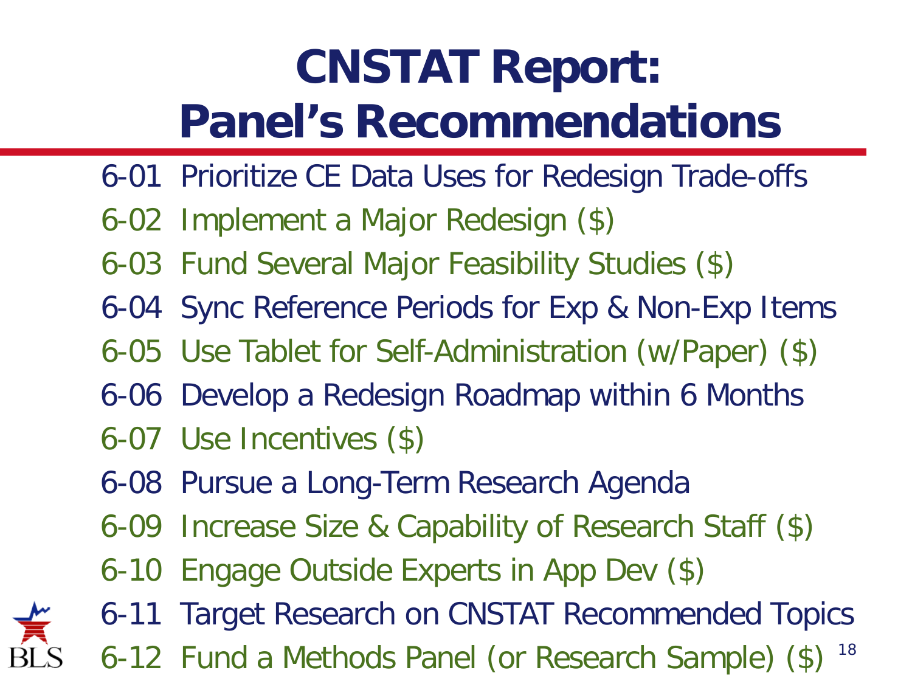# CNSTAT Report: Panel's Recommendations

- 6-01 Prioritize CE Data Uses for Redesign Trade-offs
- 6-02 Implement a Major Redesign ($)
- 6-03 Fund Several Major Feasibility Studies ($)
- 6-04 Sync Reference Periods for Exp & Non-Exp Items
- 6-05 Use Tablet for Self-Administration (w/Paper) ($)
- 6-06 Develop a Redesign Roadmap within 6 Months
- 6-07 Use Incentives ($)
- 6-08 Pursue a Long-Term Research Agenda
- 6-09 Increase Size & Capability of Research Staff ($)
- 6-10 Engage Outside Experts in App Dev ($)
- 6-11 Target Research on CNSTAT Recommended Topics
- 6-12 Fund a Methods Panel (or Research Sample) ($)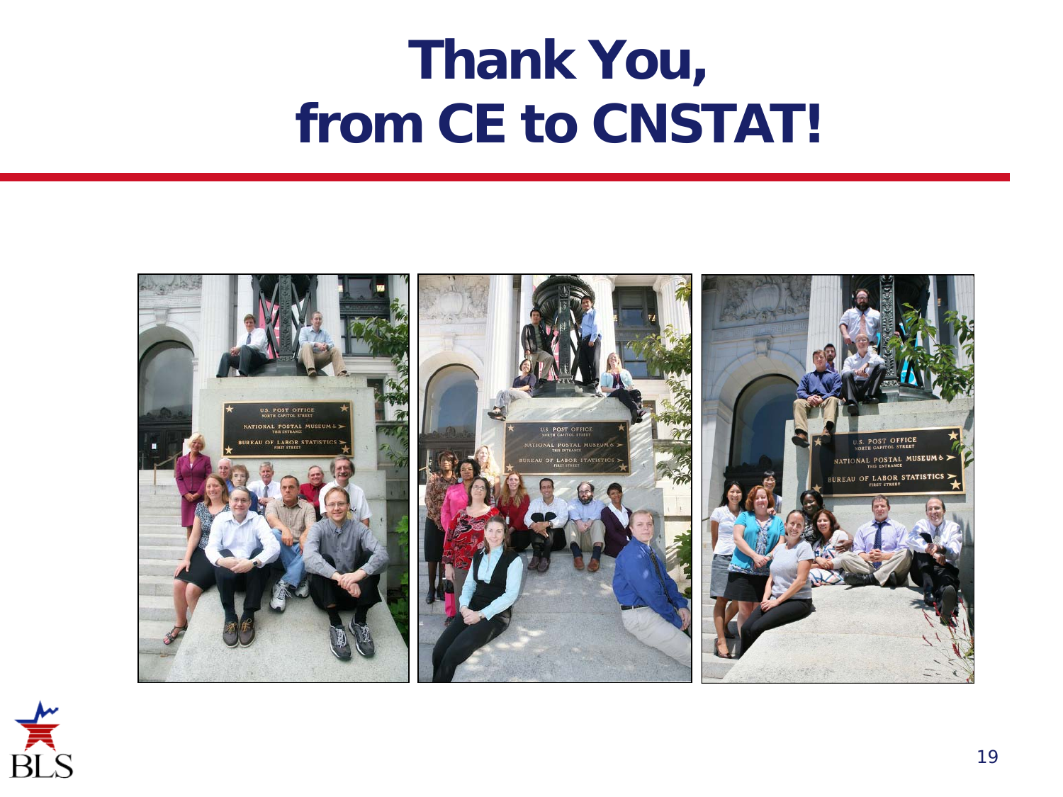# Thank You, from CE to CNSTAT!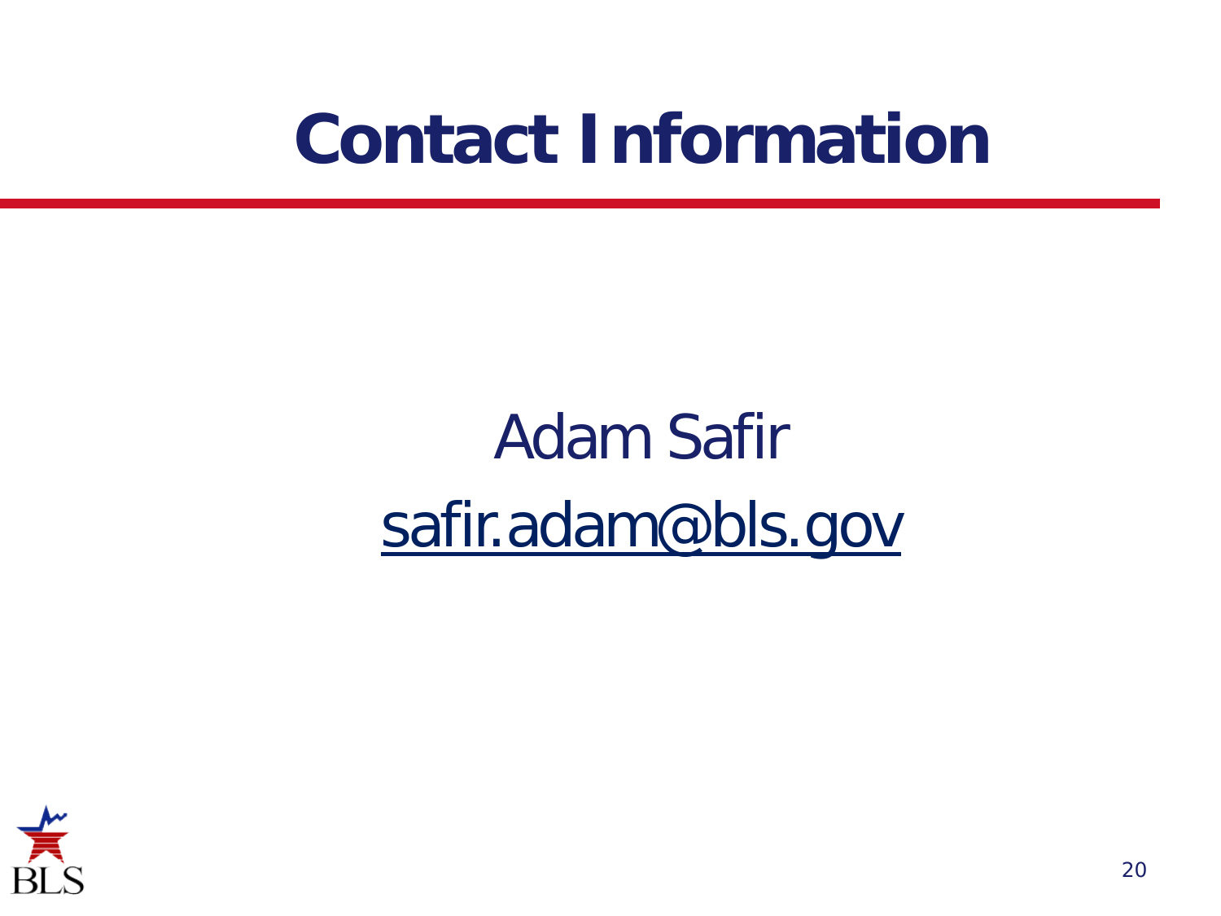# Contact Information

Adam Safir

safir.adam@bls.gov